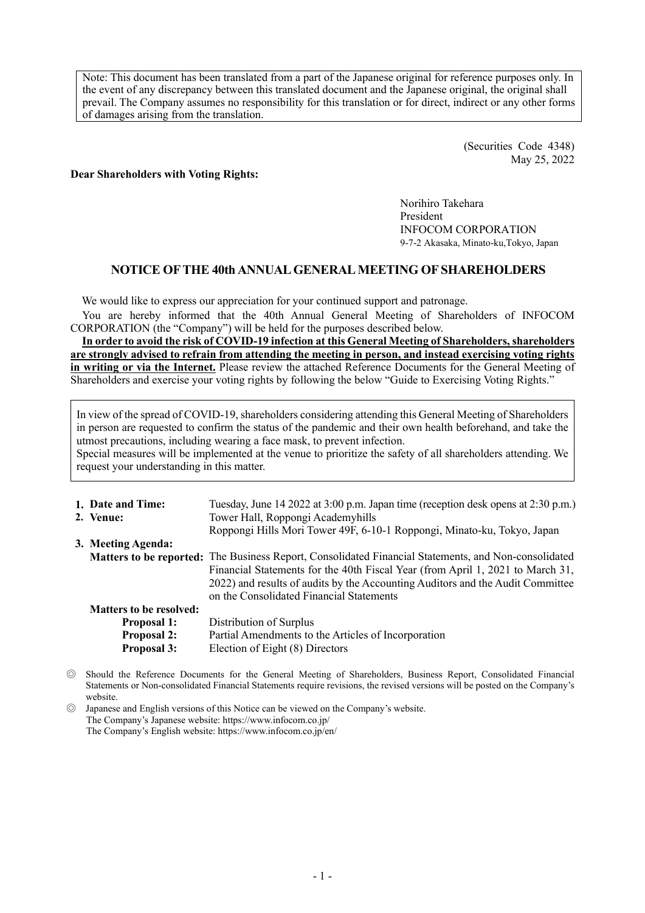Note: This document has been translated from a part of the Japanese original for reference purposes only. In the event of any discrepancy between this translated document and the Japanese original, the original shall prevail. The Company assumes no responsibility for this translation or for direct, indirect or any other forms of damages arising from the translation.

(Securities Code 4348)
May 25, 2022

**Dear Shareholders with Voting Rights:**

Norihiro Takehara
President
INFOCOM CORPORATION
9-7-2 Akasaka, Minato-ku,Tokyo, Japan

## NOTICE OF THE 40th ANNUAL GENERAL MEETING OF SHAREHOLDERS

We would like to express our appreciation for your continued support and patronage.

You are hereby informed that the 40th Annual General Meeting of Shareholders of INFOCOM CORPORATION (the "Company") will be held for the purposes described below.

**In order to avoid the risk of COVID-19 infection at this General Meeting of Shareholders, shareholders are strongly advised to refrain from attending the meeting in person, and instead exercising voting rights in writing or via the Internet.** Please review the attached Reference Documents for the General Meeting of Shareholders and exercise your voting rights by following the below "Guide to Exercising Voting Rights."

In view of the spread of COVID-19, shareholders considering attending this General Meeting of Shareholders in person are requested to confirm the status of the pandemic and their own health beforehand, and take the utmost precautions, including wearing a face mask, to prevent infection.
Special measures will be implemented at the venue to prioritize the safety of all shareholders attending. We request your understanding in this matter.

1. **Date and Time:** Tuesday, June 14 2022 at 3:00 p.m. Japan time (reception desk opens at 2:30 p.m.)
2. **Venue:** Tower Hall, Roppongi Academyhills
   Roppongi Hills Mori Tower 49F, 6-10-1 Roppongi, Minato-ku, Tokyo, Japan
3. **Meeting Agenda:**

   **Matters to be reported:** The Business Report, Consolidated Financial Statements, and Non-consolidated Financial Statements for the 40th Fiscal Year (from April 1, 2021 to March 31, 2022) and results of audits by the Accounting Auditors and the Audit Committee on the Consolidated Financial Statements

   **Matters to be resolved:**

   **Proposal 1:** Distribution of Surplus

   **Proposal 2:** Partial Amendments to the Articles of Incorporation

   **Proposal 3:** Election of Eight (8) Directors

◎ Should the Reference Documents for the General Meeting of Shareholders, Business Report, Consolidated Financial Statements or Non-consolidated Financial Statements require revisions, the revised versions will be posted on the Company's website.

◎ Japanese and English versions of this Notice can be viewed on the Company's website.
The Company's Japanese website: https://www.infocom.co.jp/
The Company's English website: https://www.infocom.co.jp/en/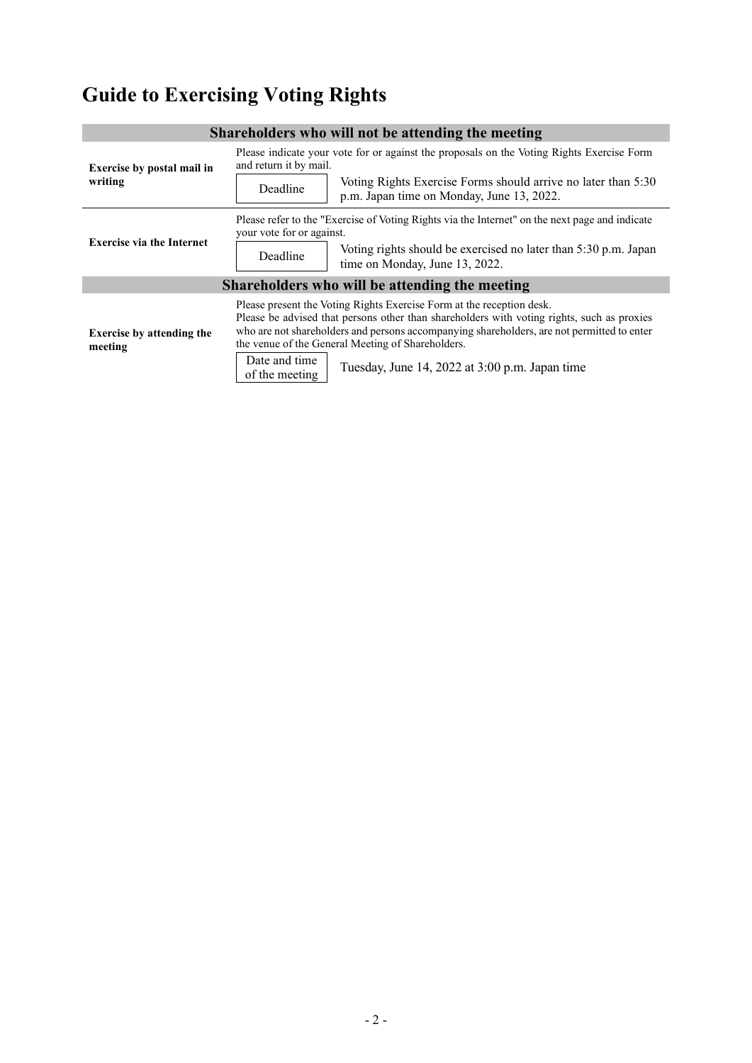# Guide to Exercising Voting Rights

| Shareholders who will not be attending the meeting | |
|---|---|
| **Exercise by postal mail in writing** | Please indicate your vote for or against the proposals on the Voting Rights Exercise Form and return it by mail.<br>Deadline: Voting Rights Exercise Forms should arrive no later than 5:30 p.m. Japan time on Monday, June 13, 2022. |
| **Exercise via the Internet** | Please refer to the "Exercise of Voting Rights via the Internet" on the next page and indicate your vote for or against.<br>Deadline: Voting rights should be exercised no later than 5:30 p.m. Japan time on Monday, June 13, 2022. |

| Shareholders who will be attending the meeting | |
|---|---|
| **Exercise by attending the meeting** | Please present the Voting Rights Exercise Form at the reception desk.<br>Please be advised that persons other than shareholders with voting rights, such as proxies who are not shareholders and persons accompanying shareholders, are not permitted to enter the venue of the General Meeting of Shareholders.<br>Date and time of the meeting: Tuesday, June 14, 2022 at 3:00 p.m. Japan time |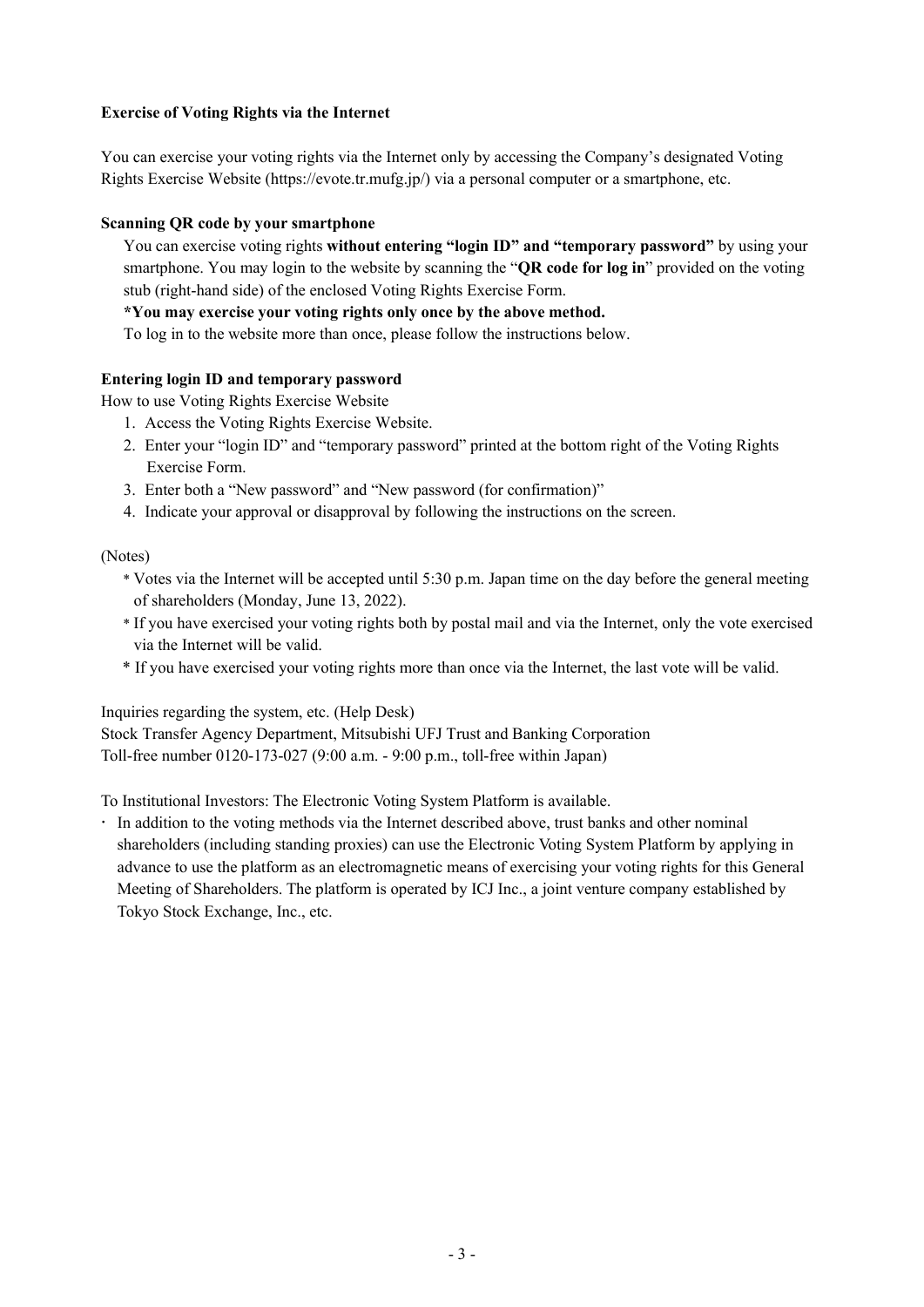**Exercise of Voting Rights via the Internet**

You can exercise your voting rights via the Internet only by accessing the Company's designated Voting Rights Exercise Website (https://evote.tr.mufg.jp/) via a personal computer or a smartphone, etc.

**Scanning QR code by your smartphone**

You can exercise voting rights **without entering "login ID" and "temporary password"** by using your smartphone. You may login to the website by scanning the "**QR code for log in**" provided on the voting stub (right-hand side) of the enclosed Voting Rights Exercise Form.

**\*You may exercise your voting rights only once by the above method.**

To log in to the website more than once, please follow the instructions below.

**Entering login ID and temporary password**

How to use Voting Rights Exercise Website

1. Access the Voting Rights Exercise Website.
2. Enter your "login ID" and "temporary password" printed at the bottom right of the Voting Rights Exercise Form.
3. Enter both a "New password" and "New password (for confirmation)"
4. Indicate your approval or disapproval by following the instructions on the screen.

(Notes)

- \* Votes via the Internet will be accepted until 5:30 p.m. Japan time on the day before the general meeting of shareholders (Monday, June 13, 2022).
- \* If you have exercised your voting rights both by postal mail and via the Internet, only the vote exercised via the Internet will be valid.
- \* If you have exercised your voting rights more than once via the Internet, the last vote will be valid.

Inquiries regarding the system, etc. (Help Desk)
Stock Transfer Agency Department, Mitsubishi UFJ Trust and Banking Corporation
Toll-free number 0120-173-027 (9:00 a.m. - 9:00 p.m., toll-free within Japan)

To Institutional Investors: The Electronic Voting System Platform is available.

- In addition to the voting methods via the Internet described above, trust banks and other nominal shareholders (including standing proxies) can use the Electronic Voting System Platform by applying in advance to use the platform as an electromagnetic means of exercising your voting rights for this General Meeting of Shareholders. The platform is operated by ICJ Inc., a joint venture company established by Tokyo Stock Exchange, Inc., etc.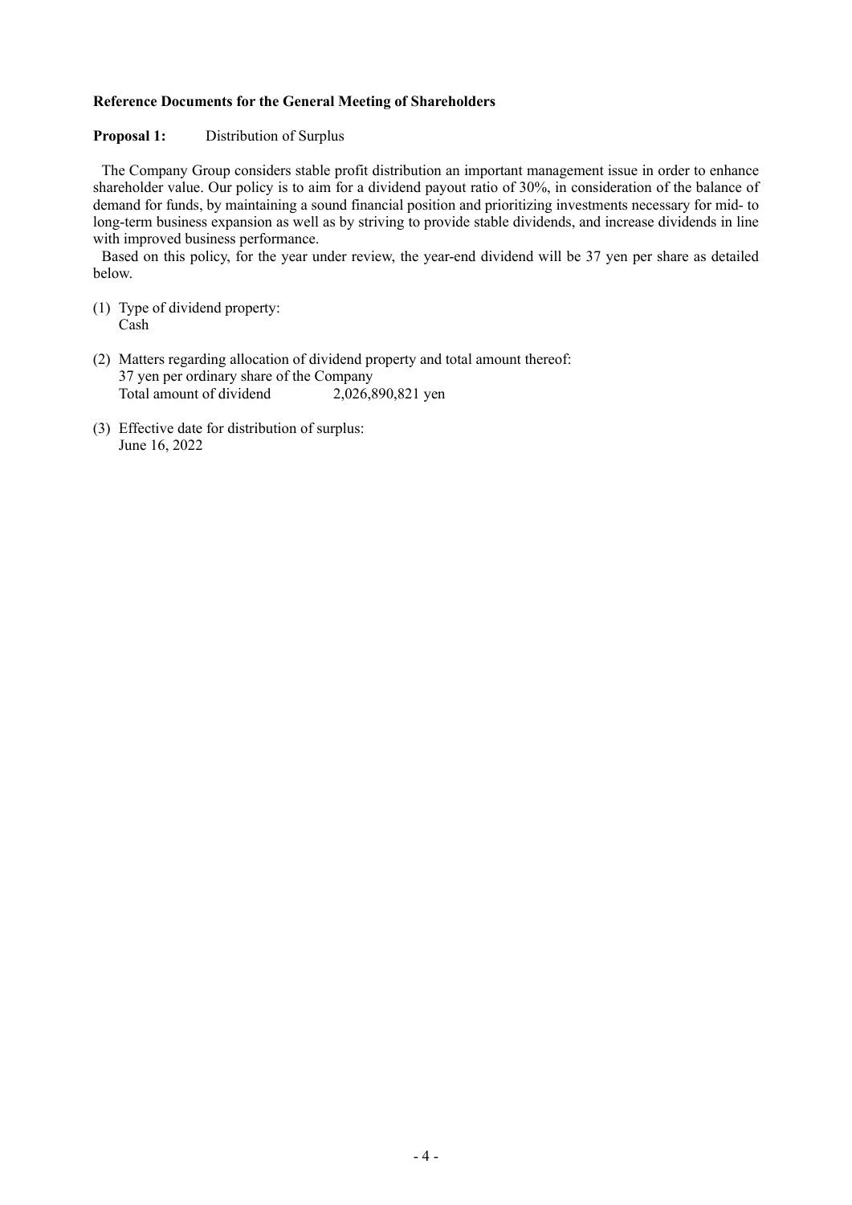**Reference Documents for the General Meeting of Shareholders**

**Proposal 1:** Distribution of Surplus

The Company Group considers stable profit distribution an important management issue in order to enhance shareholder value. Our policy is to aim for a dividend payout ratio of 30%, in consideration of the balance of demand for funds, by maintaining a sound financial position and prioritizing investments necessary for mid- to long-term business expansion as well as by striving to provide stable dividends, and increase dividends in line with improved business performance.

Based on this policy, for the year under review, the year-end dividend will be 37 yen per share as detailed below.

(1) Type of dividend property:
Cash

(2) Matters regarding allocation of dividend property and total amount thereof:
37 yen per ordinary share of the Company
Total amount of dividend 2,026,890,821 yen

(3) Effective date for distribution of surplus:
June 16, 2022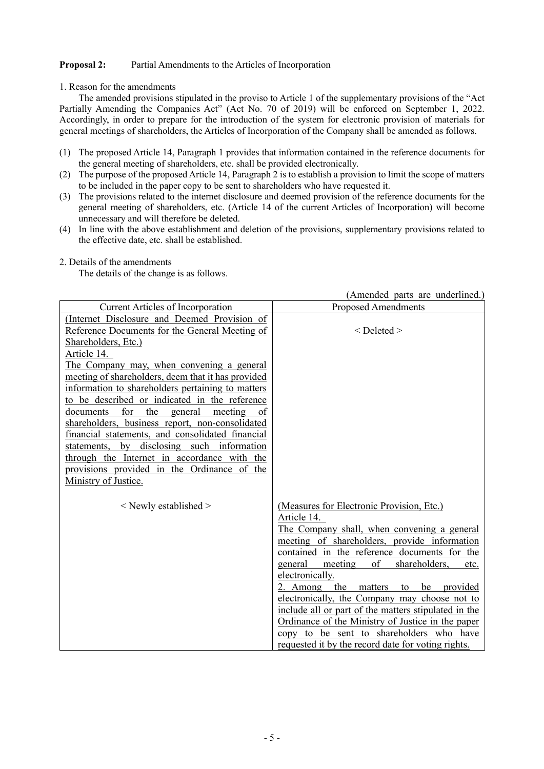**Proposal 2:** Partial Amendments to the Articles of Incorporation

1. Reason for the amendments

The amended provisions stipulated in the proviso to Article 1 of the supplementary provisions of the "Act Partially Amending the Companies Act" (Act No. 70 of 2019) will be enforced on September 1, 2022. Accordingly, in order to prepare for the introduction of the system for electronic provision of materials for general meetings of shareholders, the Articles of Incorporation of the Company shall be amended as follows.

(1) The proposed Article 14, Paragraph 1 provides that information contained in the reference documents for the general meeting of shareholders, etc. shall be provided electronically.
(2) The purpose of the proposed Article 14, Paragraph 2 is to establish a provision to limit the scope of matters to be included in the paper copy to be sent to shareholders who have requested it.
(3) The provisions related to the internet disclosure and deemed provision of the reference documents for the general meeting of shareholders, etc. (Article 14 of the current Articles of Incorporation) will become unnecessary and will therefore be deleted.
(4) In line with the above establishment and deletion of the provisions, supplementary provisions related to the effective date, etc. shall be established.

2. Details of the amendments

The details of the change is as follows.

(Amended parts are underlined.)

| Current Articles of Incorporation | Proposed Amendments |
|---|---|
| <u>(Internet Disclosure and Deemed Provision of Reference Documents for the General Meeting of Shareholders, Etc.)</u><br><u>Article 14.</u><br><u>The Company may, when convening a general meeting of shareholders, deem that it has provided information to shareholders pertaining to matters to be described or indicated in the reference documents for the general meeting of shareholders, business report, non-consolidated financial statements, and consolidated financial statements, by disclosing such information through the Internet in accordance with the provisions provided in the Ordinance of the Ministry of Justice.</u> | < Deleted > |
| < Newly established > | <u>(Measures for Electronic Provision, Etc.)</u><br><u>Article 14.</u><br><u>The Company shall, when convening a general meeting of shareholders, provide information contained in the reference documents for the general meeting of shareholders, etc. electronically.</u><br><u>2. Among the matters to be provided electronically, the Company may choose not to include all or part of the matters stipulated in the Ordinance of the Ministry of Justice in the paper copy to be sent to shareholders who have requested it by the record date for voting rights.</u> |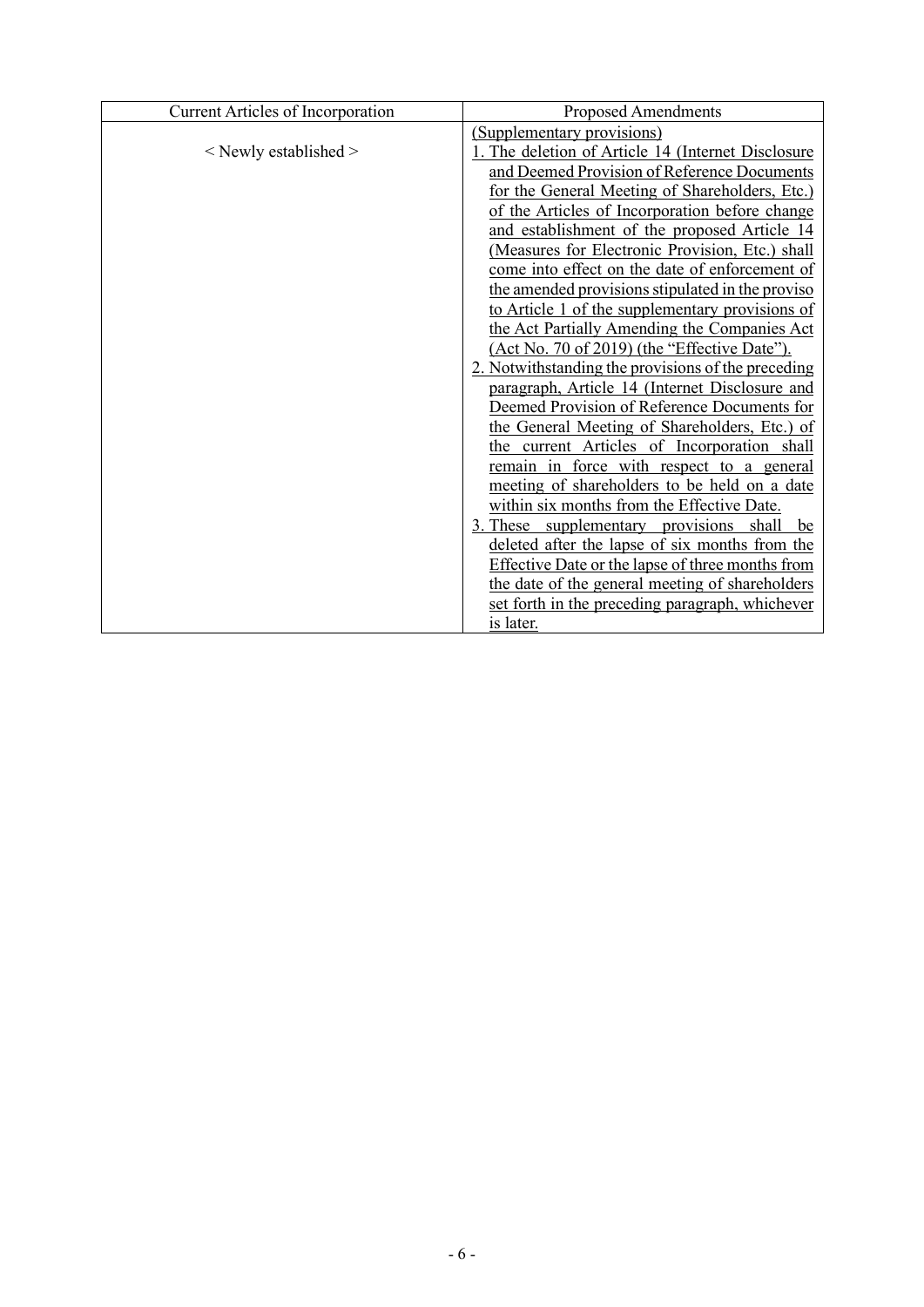| Current Articles of Incorporation | Proposed Amendments |
| --- | --- |
| < Newly established > | (Supplementary provisions)<br>1. The deletion of Article 14 (Internet Disclosure and Deemed Provision of Reference Documents for the General Meeting of Shareholders, Etc.) of the Articles of Incorporation before change and establishment of the proposed Article 14 (Measures for Electronic Provision, Etc.) shall come into effect on the date of enforcement of the amended provisions stipulated in the proviso to Article 1 of the supplementary provisions of the Act Partially Amending the Companies Act (Act No. 70 of 2019) (the "Effective Date").<br>2. Notwithstanding the provisions of the preceding paragraph, Article 14 (Internet Disclosure and Deemed Provision of Reference Documents for the General Meeting of Shareholders, Etc.) of the current Articles of Incorporation shall remain in force with respect to a general meeting of shareholders to be held on a date within six months from the Effective Date.<br>3. These supplementary provisions shall be deleted after the lapse of six months from the Effective Date or the lapse of three months from the date of the general meeting of shareholders set forth in the preceding paragraph, whichever is later. |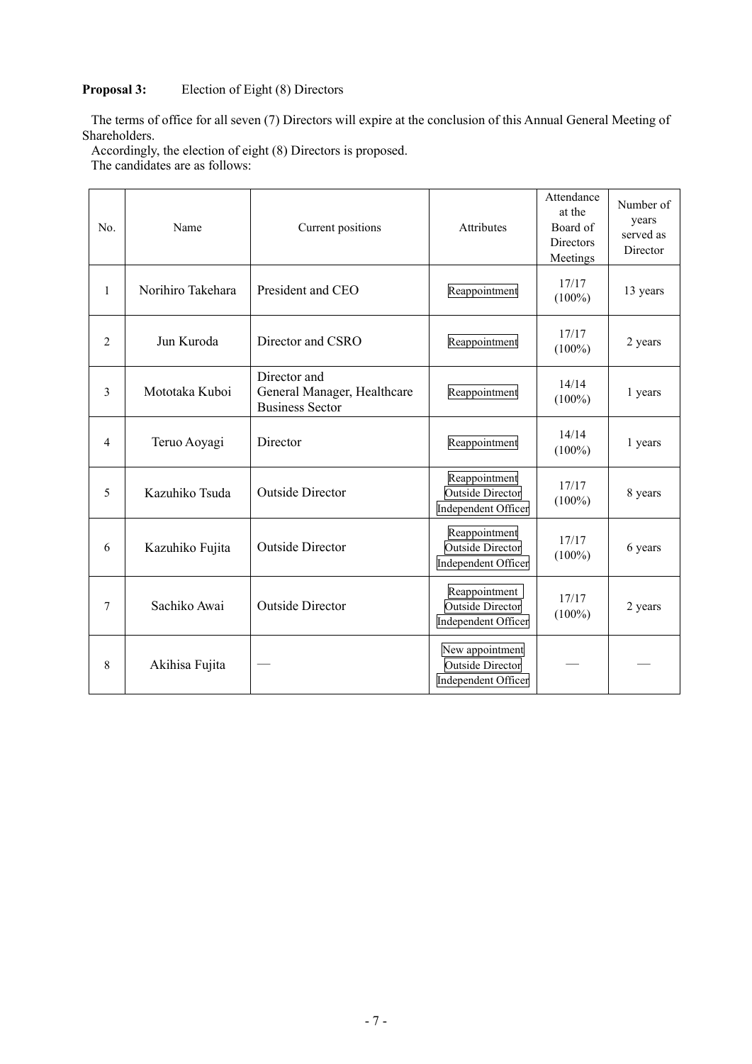**Proposal 3:** Election of Eight (8) Directors

The terms of office for all seven (7) Directors will expire at the conclusion of this Annual General Meeting of Shareholders.

Accordingly, the election of eight (8) Directors is proposed.

The candidates are as follows:

| No. | Name | Current positions | Attributes | Attendance at the Board of Directors Meetings | Number of years served as Director |
|---|---|---|---|---|---|
| 1 | Norihiro Takehara | President and CEO | Reappointment | 17/17 (100%) | 13 years |
| 2 | Jun Kuroda | Director and CSRO | Reappointment | 17/17 (100%) | 2 years |
| 3 | Mototaka Kuboi | Director and General Manager, Healthcare Business Sector | Reappointment | 14/14 (100%) | 1 years |
| 4 | Teruo Aoyagi | Director | Reappointment | 14/14 (100%) | 1 years |
| 5 | Kazuhiko Tsuda | Outside Director | Reappointment<br>Outside Director<br>Independent Officer | 17/17 (100%) | 8 years |
| 6 | Kazuhiko Fujita | Outside Director | Reappointment<br>Outside Director<br>Independent Officer | 17/17 (100%) | 6 years |
| 7 | Sachiko Awai | Outside Director | Reappointment<br>Outside Director<br>Independent Officer | 17/17 (100%) | 2 years |
| 8 | Akihisa Fujita | — | New appointment<br>Outside Director<br>Independent Officer | — | — |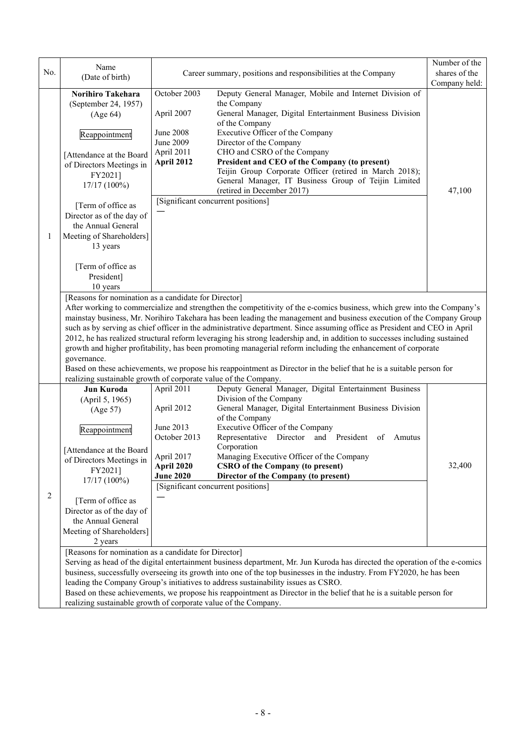| No. | Name (Date of birth) | Career summary, positions and responsibilities at the Company | Number of the shares of the Company held: |
|---|---|---|---|
| 1 | **Norihiro Takehara** (September 24, 1957) (Age 64)<br><br>Reappointment<br><br>[Attendance at the Board of Directors Meetings in FY2021] 17/17 (100%)<br><br>[Term of office as Director as of the day of the Annual General Meeting of Shareholders] 13 years<br><br>[Term of office as President] 10 years | October 2003 Deputy General Manager, Mobile and Internet Division of the Company<br>April 2007 General Manager, Digital Entertainment Business Division of the Company<br>June 2008 Executive Officer of the Company<br>June 2009 Director of the Company<br>April 2011 CHO and CSRO of the Company<br>**April 2012 President and CEO of the Company (to present)**<br>Teijin Group Corporate Officer (retired in March 2018); General Manager, IT Business Group of Teijin Limited (retired in December 2017)<br><br>[Significant concurrent positions]<br>— | 47,100 |
| | [Reasons for nomination as a candidate for Director]<br>After working to commercialize and strengthen the competitivity of the e-comics business, which grew into the Company's mainstay business, Mr. Norihiro Takehara has been leading the management and business execution of the Company Group such as by serving as chief officer in the administrative department. Since assuming office as President and CEO in April 2012, he has realized structural reform leveraging his strong leadership and, in addition to successes including sustained growth and higher profitability, has been promoting managerial reform including the enhancement of corporate governance.<br>Based on these achievements, we propose his reappointment as Director in the belief that he is a suitable person for realizing sustainable growth of corporate value of the Company. | | |
| 2 | **Jun Kuroda** (April 5, 1965) (Age 57)<br><br>Reappointment<br><br>[Attendance at the Board of Directors Meetings in FY2021] 17/17 (100%)<br><br>[Term of office as Director as of the day of the Annual General Meeting of Shareholders] 2 years | April 2011 Deputy General Manager, Digital Entertainment Business Division of the Company<br>April 2012 General Manager, Digital Entertainment Business Division of the Company<br>June 2013 Executive Officer of the Company<br>October 2013 Representative Director and President of Amutus Corporation<br>April 2017 Managing Executive Officer of the Company<br>**April 2020 CSRO of the Company (to present)**<br>**June 2020 Director of the Company (to present)**<br><br>[Significant concurrent positions]<br>— | 32,400 |
| | [Reasons for nomination as a candidate for Director]<br>Serving as head of the digital entertainment business department, Mr. Jun Kuroda has directed the operation of the e-comics business, successfully overseeing its growth into one of the top businesses in the industry. From FY2020, he has been leading the Company Group's initiatives to address sustainability issues as CSRO.<br>Based on these achievements, we propose his reappointment as Director in the belief that he is a suitable person for realizing sustainable growth of corporate value of the Company. | | |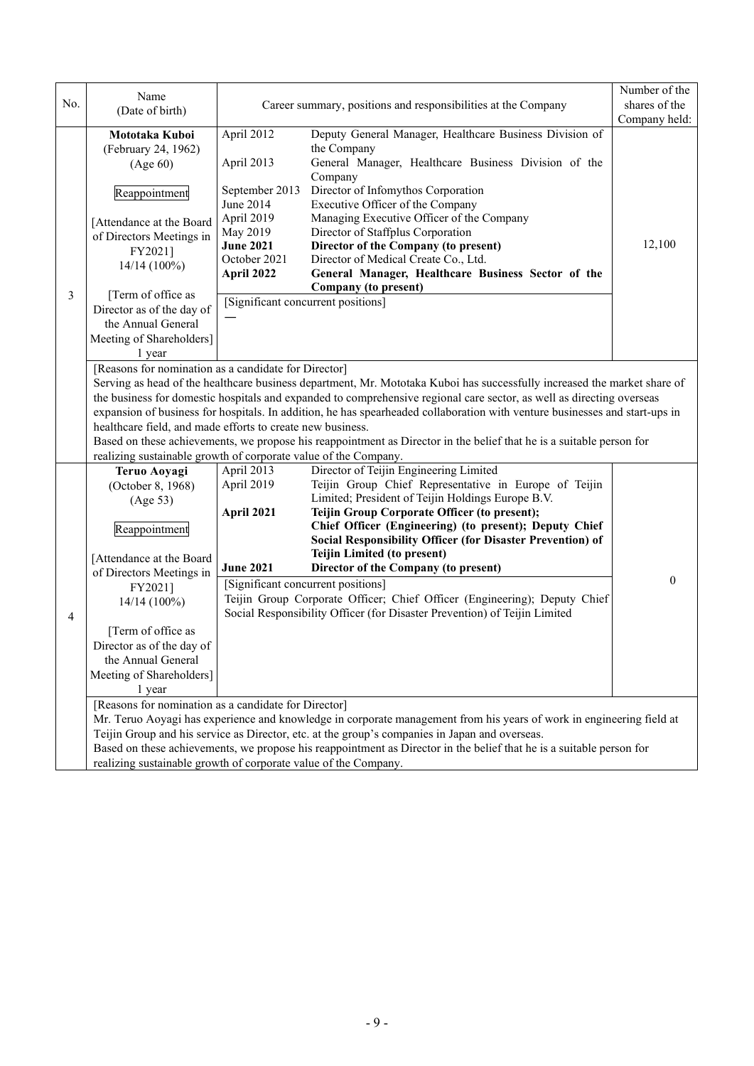| No. | Name (Date of birth) | Career summary, positions and responsibilities at the Company | | Number of the shares of the Company held: |
|---|---|---|---|---|
| 3 | **Mototaka Kuboi**<br>(February 24, 1962)<br>(Age 60)<br><br>Reappointment<br><br>[Attendance at the Board of Directors Meetings in FY2021]<br>14/14 (100%)<br><br>[Term of office as Director as of the day of the Annual General Meeting of Shareholders]<br>1 year | April 2012<br>April 2013<br>September 2013<br>June 2014<br>April 2019<br>May 2019<br>**June 2021**<br>October 2021<br>**April 2022** | Deputy General Manager, Healthcare Business Division of the Company<br>General Manager, Healthcare Business Division of the Company<br>Director of Infomythos Corporation<br>Executive Officer of the Company<br>Managing Executive Officer of the Company<br>Director of Staffplus Corporation<br>**Director of the Company (to present)**<br>Director of Medical Create Co., Ltd.<br>**General Manager, Healthcare Business Sector of the Company (to present)** | 12,100 |
| | | [Significant concurrent positions]<br>— | | |
| | [Reasons for nomination as a candidate for Director]<br>Serving as head of the healthcare business department, Mr. Mototaka Kuboi has successfully increased the market share of the business for domestic hospitals and expanded to comprehensive regional care sector, as well as directing overseas expansion of business for hospitals. In addition, he has spearheaded collaboration with venture businesses and start-ups in healthcare field, and made efforts to create new business.<br>Based on these achievements, we propose his reappointment as Director in the belief that he is a suitable person for realizing sustainable growth of corporate value of the Company. | | | |
| 4 | **Teruo Aoyagi**<br>(October 8, 1968)<br>(Age 53)<br><br>Reappointment<br><br>[Attendance at the Board of Directors Meetings in FY2021]<br>14/14 (100%)<br><br>[Term of office as Director as of the day of the Annual General Meeting of Shareholders]<br>1 year | April 2013<br>April 2019<br><br>**April 2021**<br><br><br><br>**June 2021** | Director of Teijin Engineering Limited<br>Teijin Group Chief Representative in Europe of Teijin Limited; President of Teijin Holdings Europe B.V.<br>**Teijin Group Corporate Officer (to present); Chief Officer (Engineering) (to present); Deputy Chief Social Responsibility Officer (for Disaster Prevention) of Teijin Limited (to present)**<br>**Director of the Company (to present)** | 0 |
| | | [Significant concurrent positions]<br>Teijin Group Corporate Officer; Chief Officer (Engineering); Deputy Chief Social Responsibility Officer (for Disaster Prevention) of Teijin Limited | | |
| | [Reasons for nomination as a candidate for Director]<br>Mr. Teruo Aoyagi has experience and knowledge in corporate management from his years of work in engineering field at Teijin Group and his service as Director, etc. at the group's companies in Japan and overseas.<br>Based on these achievements, we propose his reappointment as Director in the belief that he is a suitable person for realizing sustainable growth of corporate value of the Company. | | | |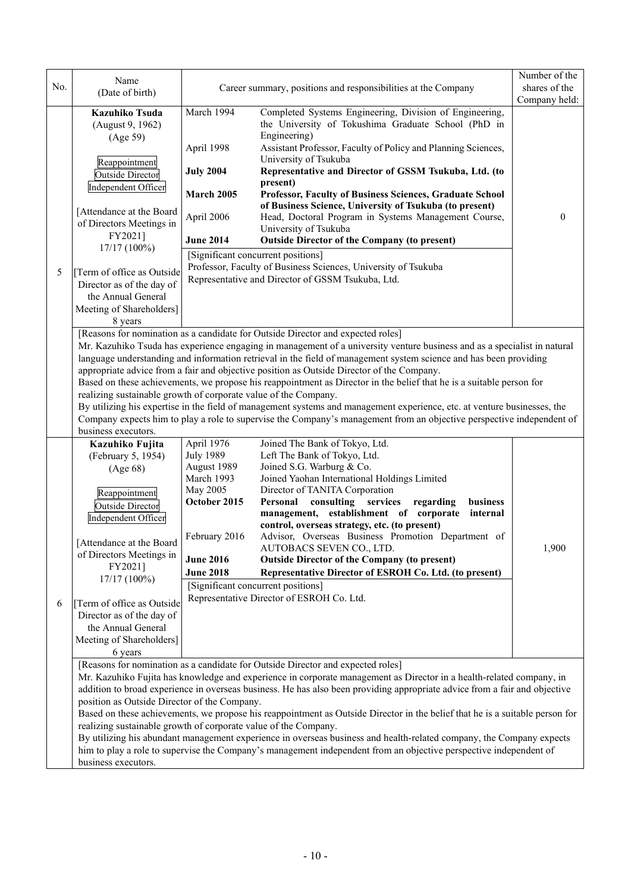| No. | Name (Date of birth) | Career summary, positions and responsibilities at the Company | | Number of the shares of the Company held: |
|---|---|---|---|---|
| 5 | **Kazuhiko Tsuda** (August 9, 1962) (Age 59)<br><br>Reappointment<br>Outside Director<br>Independent Officer<br><br>[Attendance at the Board of Directors Meetings in FY2021]<br>17/17 (100%)<br><br>[Term of office as Outside Director as of the day of the Annual General Meeting of Shareholders]<br>8 years | March 1994<br>April 1998<br>**July 2004**<br>**March 2005**<br>April 2006<br>**June 2014** | Completed Systems Engineering, Division of Engineering, the University of Tokushima Graduate School (PhD in Engineering)<br>Assistant Professor, Faculty of Policy and Planning Sciences, University of Tsukuba<br>**Representative and Director of GSSM Tsukuba, Ltd. (to present)**<br>**Professor, Faculty of Business Sciences, Graduate School of Business Science, University of Tsukuba (to present)**<br>Head, Doctoral Program in Systems Management Course, University of Tsukuba<br>**Outside Director of the Company (to present)**<br><br>[Significant concurrent positions]<br>Professor, Faculty of Business Sciences, University of Tsukuba<br>Representative and Director of GSSM Tsukuba, Ltd. | | 0 |
| | [Reasons for nomination as a candidate for Outside Director and expected roles]<br>Mr. Kazuhiko Tsuda has experience engaging in management of a university venture business and as a specialist in natural language understanding and information retrieval in the field of management system science and has been providing appropriate advice from a fair and objective position as Outside Director of the Company.<br>Based on these achievements, we propose his reappointment as Director in the belief that he is a suitable person for realizing sustainable growth of corporate value of the Company.<br>By utilizing his expertise in the field of management systems and management experience, etc. at venture businesses, the Company expects him to play a role to supervise the Company's management from an objective perspective independent of business executors. | | | |
| 6 | **Kazuhiko Fujita** (February 5, 1954) (Age 68)<br><br>Reappointment<br>Outside Director<br>Independent Officer<br><br>[Attendance at the Board of Directors Meetings in FY2021]<br>17/17 (100%)<br><br>[Term of office as Outside Director as of the day of the Annual General Meeting of Shareholders]<br>6 years | April 1976<br>July 1989<br>August 1989<br>March 1993<br>May 2005<br>**October 2015**<br>February 2016<br>**June 2016**<br>**June 2018** | Joined The Bank of Tokyo, Ltd.<br>Left The Bank of Tokyo, Ltd.<br>Joined S.G. Warburg & Co.<br>Joined Yaohan International Holdings Limited<br>Director of TANITA Corporation<br>**Personal consulting services regarding business management, establishment of corporate internal control, overseas strategy, etc. (to present)**<br>Advisor, Overseas Business Promotion Department of AUTOBACS SEVEN CO., LTD.<br>**Outside Director of the Company (to present)**<br>**Representative Director of ESROH Co. Ltd. (to present)**<br><br>[Significant concurrent positions]<br>Representative Director of ESROH Co. Ltd. | | 1,900 |
| | [Reasons for nomination as a candidate for Outside Director and expected roles]<br>Mr. Kazuhiko Fujita has knowledge and experience in corporate management as Director in a health-related company, in addition to broad experience in overseas business. He has also been providing appropriate advice from a fair and objective position as Outside Director of the Company.<br>Based on these achievements, we propose his reappointment as Outside Director in the belief that he is a suitable person for realizing sustainable growth of corporate value of the Company.<br>By utilizing his abundant management experience in overseas business and health-related company, the Company expects him to play a role to supervise the Company's management independent from an objective perspective independent of business executors. | | | |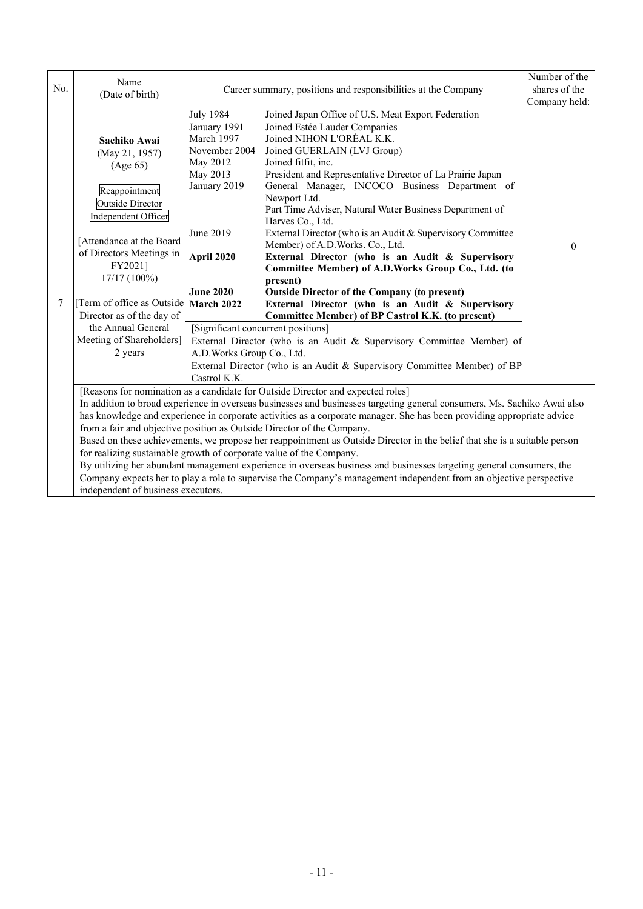| No. | Name (Date of birth) | Career summary, positions and responsibilities at the Company | | Number of the shares of the Company held: |
|---|---|---|---|---|
| 7 | **Sachiko Awai**<br>(May 21, 1957)<br>(Age 65)<br><br>Reappointment<br>Outside Director<br>Independent Officer<br><br>[Attendance at the Board of Directors Meetings in FY2021]<br>17/17 (100%)<br><br>[Term of office as Outside Director as of the day of the Annual General Meeting of Shareholders]<br>2 years | July 1984<br>January 1991<br>March 1997<br>November 2004<br>May 2012<br>May 2013<br>January 2019<br><br><br><br>June 2019<br><br>**April 2020**<br><br><br>**June 2020**<br>**March 2022** | Joined Japan Office of U.S. Meat Export Federation<br>Joined Estée Lauder Companies<br>Joined NIHON L'ORÉAL K.K.<br>Joined GUERLAIN (LVJ Group)<br>Joined fitfit, inc.<br>President and Representative Director of La Prairie Japan<br>General Manager, INCOCO Business Department of Newport Ltd.<br>Part Time Adviser, Natural Water Business Department of Harves Co., Ltd.<br>External Director (who is an Audit & Supervisory Committee Member) of A.D.Works. Co., Ltd.<br>**External Director (who is an Audit & Supervisory Committee Member) of A.D.Works Group Co., Ltd. (to present)**<br>**Outside Director of the Company (to present)**<br>**External Director (who is an Audit & Supervisory Committee Member) of BP Castrol K.K. (to present)** | 0 |
| | | [Significant concurrent positions]<br>External Director (who is an Audit & Supervisory Committee Member) of A.D.Works Group Co., Ltd.<br>External Director (who is an Audit & Supervisory Committee Member) of BP Castrol K.K. | | |
| | [Reasons for nomination as a candidate for Outside Director and expected roles]<br>In addition to broad experience in overseas businesses and businesses targeting general consumers, Ms. Sachiko Awai also has knowledge and experience in corporate activities as a corporate manager. She has been providing appropriate advice from a fair and objective position as Outside Director of the Company.<br>Based on these achievements, we propose her reappointment as Outside Director in the belief that she is a suitable person for realizing sustainable growth of corporate value of the Company.<br>By utilizing her abundant management experience in overseas business and businesses targeting general consumers, the Company expects her to play a role to supervise the Company's management independent from an objective perspective independent of business executors. | | | |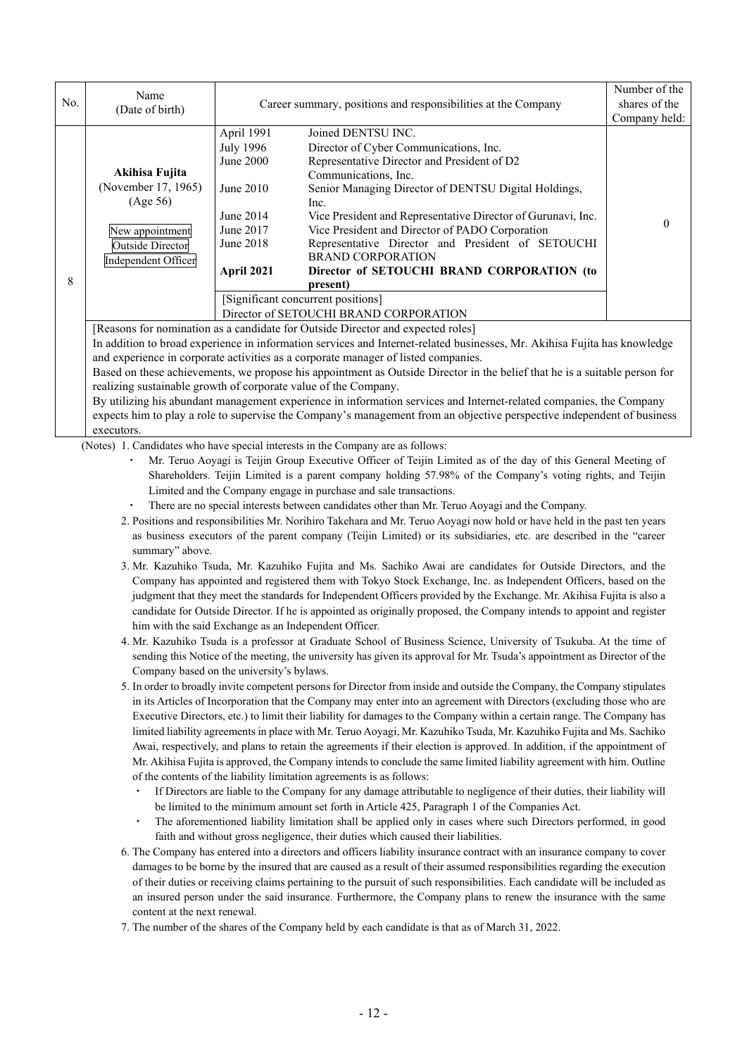| No. | Name (Date of birth) | Career summary, positions and responsibilities at the Company | | Number of the shares of the Company held: |
|---|---|---|---|---|
| 8 | **Akihisa Fujita** (November 17, 1965) (Age 56) New appointment Outside Director Independent Officer | April 1991 | Joined DENTSU INC. | 0 |
| | | July 1996 | Director of Cyber Communications, Inc. | |
| | | June 2000 | Representative Director and President of D2 Communications, Inc. | |
| | | June 2010 | Senior Managing Director of DENTSU Digital Holdings, Inc. | |
| | | June 2014 | Vice President and Representative Director of Gurunavi, Inc. | |
| | | June 2017 | Vice President and Director of PADO Corporation | |
| | | June 2018 | Representative Director and President of SETOUCHI BRAND CORPORATION | |
| | | **April 2021** | **Director of SETOUCHI BRAND CORPORATION (to present)** | |
| | | [Significant concurrent positions] Director of SETOUCHI BRAND CORPORATION | | |
| | [Reasons for nomination as a candidate for Outside Director and expected roles] In addition to broad experience in information services and Internet-related businesses, Mr. Akihisa Fujita has knowledge and experience in corporate activities as a corporate manager of listed companies. Based on these achievements, we propose his appointment as Outside Director in the belief that he is a suitable person for realizing sustainable growth of corporate value of the Company. By utilizing his abundant management experience in information services and Internet-related companies, the Company expects him to play a role to supervise the Company's management from an objective perspective independent of business executors. | | | |

(Notes) 1. Candidates who have special interests in the Company are as follows:
- Mr. Teruo Aoyagi is Teijin Group Executive Officer of Teijin Limited as of the day of this General Meeting of Shareholders. Teijin Limited is a parent company holding 57.98% of the Company's voting rights, and Teijin Limited and the Company engage in purchase and sale transactions.
- There are no special interests between candidates other than Mr. Teruo Aoyagi and the Company.

2. Positions and responsibilities Mr. Norihiro Takehara and Mr. Teruo Aoyagi now hold or have held in the past ten years as business executors of the parent company (Teijin Limited) or its subsidiaries, etc. are described in the "career summary" above.
3. Mr. Kazuhiko Tsuda, Mr. Kazuhiko Fujita and Ms. Sachiko Awai are candidates for Outside Directors, and the Company has appointed and registered them with Tokyo Stock Exchange, Inc. as Independent Officers, based on the judgment that they meet the standards for Independent Officers provided by the Exchange. Mr. Akihisa Fujita is also a candidate for Outside Director. If he is appointed as originally proposed, the Company intends to appoint and register him with the said Exchange as an Independent Officer.
4. Mr. Kazuhiko Tsuda is a professor at Graduate School of Business Science, University of Tsukuba. At the time of sending this Notice of the meeting, the university has given its approval for Mr. Tsuda's appointment as Director of the Company based on the university's bylaws.
5. In order to broadly invite competent persons for Director from inside and outside the Company, the Company stipulates in its Articles of Incorporation that the Company may enter into an agreement with Directors (excluding those who are Executive Directors, etc.) to limit their liability for damages to the Company within a certain range. The Company has limited liability agreements in place with Mr. Teruo Aoyagi, Mr. Kazuhiko Tsuda, Mr. Kazuhiko Fujita and Ms. Sachiko Awai, respectively, and plans to retain the agreements if their election is approved. In addition, if the appointment of Mr. Akihisa Fujita is approved, the Company intends to conclude the same limited liability agreement with him. Outline of the contents of the liability limitation agreements is as follows:
   - If Directors are liable to the Company for any damage attributable to negligence of their duties, their liability will be limited to the minimum amount set forth in Article 425, Paragraph 1 of the Companies Act.
   - The aforementioned liability limitation shall be applied only in cases where such Directors performed, in good faith and without gross negligence, their duties which caused their liabilities.
6. The Company has entered into a directors and officers liability insurance contract with an insurance company to cover damages to be borne by the insured that are caused as a result of their assumed responsibilities regarding the execution of their duties or receiving claims pertaining to the pursuit of such responsibilities. Each candidate will be included as an insured person under the said insurance. Furthermore, the Company plans to renew the insurance with the same content at the next renewal.
7. The number of the shares of the Company held by each candidate is that as of March 31, 2022.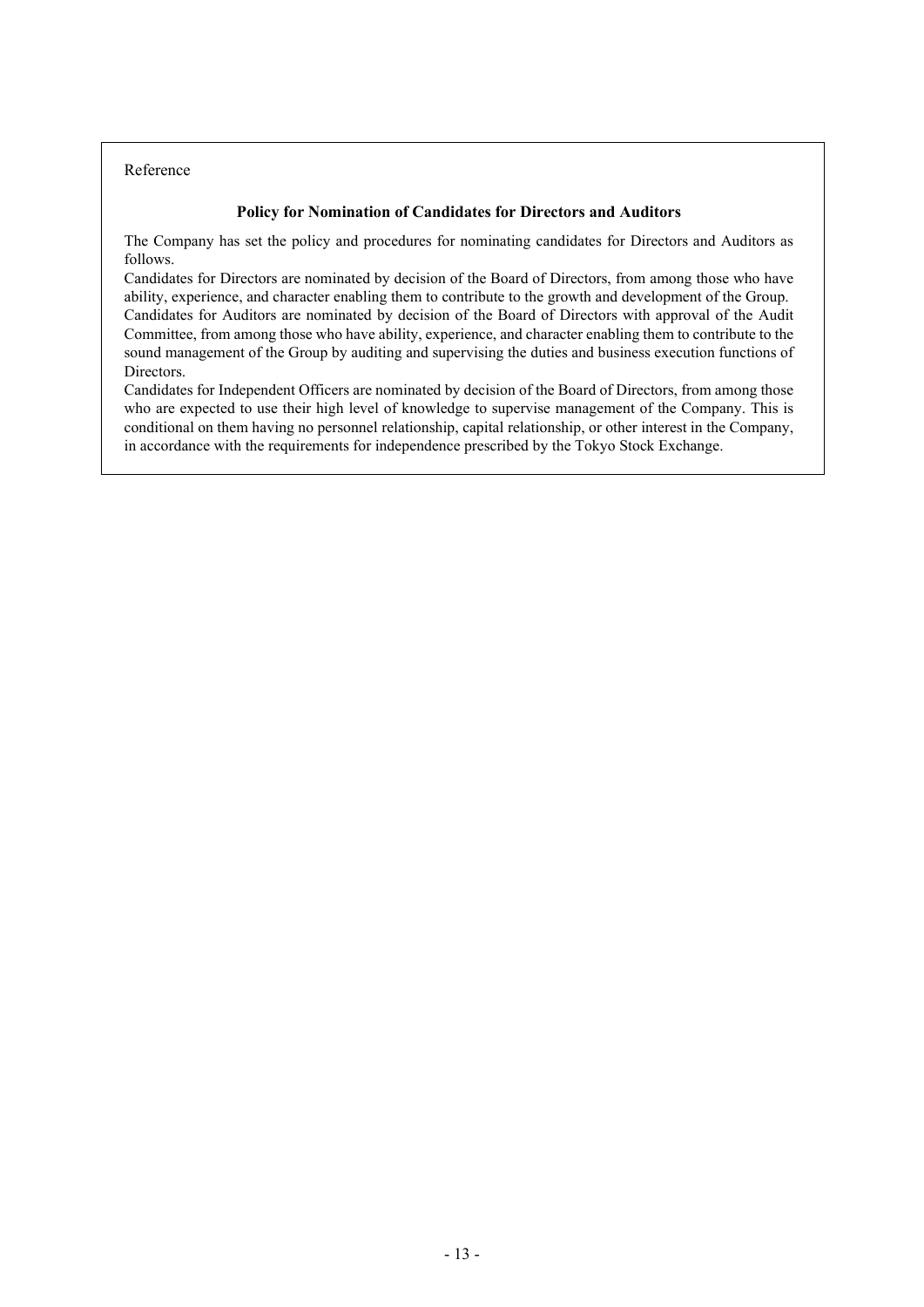Reference

### Policy for Nomination of Candidates for Directors and Auditors

The Company has set the policy and procedures for nominating candidates for Directors and Auditors as follows.

Candidates for Directors are nominated by decision of the Board of Directors, from among those who have ability, experience, and character enabling them to contribute to the growth and development of the Group.

Candidates for Auditors are nominated by decision of the Board of Directors with approval of the Audit Committee, from among those who have ability, experience, and character enabling them to contribute to the sound management of the Group by auditing and supervising the duties and business execution functions of Directors.

Candidates for Independent Officers are nominated by decision of the Board of Directors, from among those who are expected to use their high level of knowledge to supervise management of the Company. This is conditional on them having no personnel relationship, capital relationship, or other interest in the Company, in accordance with the requirements for independence prescribed by the Tokyo Stock Exchange.